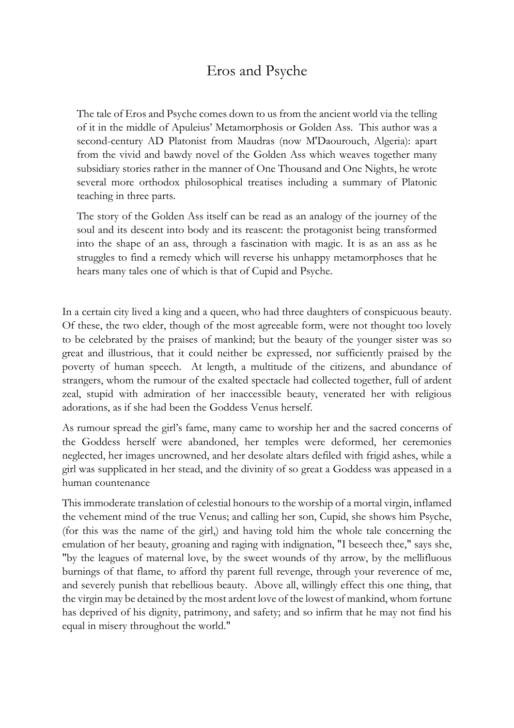# Eros and Psyche

> The tale of Eros and Psyche comes down to us from the ancient world via the telling of it in the middle of Apuleius' Metamorphosis or Golden Ass. This author was a second-century AD Platonist from Maudras (now M'Daourouch, Algeria): apart from the vivid and bawdy novel of the Golden Ass which weaves together many subsidiary stories rather in the manner of One Thousand and One Nights, he wrote several more orthodox philosophical treatises including a summary of Platonic teaching in three parts.
>
> The story of the Golden Ass itself can be read as an analogy of the journey of the soul and its descent into body and its reascent: the protagonist being transformed into the shape of an ass, through a fascination with magic. It is as an ass as he struggles to find a remedy which will reverse his unhappy metamorphoses that he hears many tales one of which is that of Cupid and Psyche.

In a certain city lived a king and a queen, who had three daughters of conspicuous beauty. Of these, the two elder, though of the most agreeable form, were not thought too lovely to be celebrated by the praises of mankind; but the beauty of the younger sister was so great and illustrious, that it could neither be expressed, nor sufficiently praised by the poverty of human speech. At length, a multitude of the citizens, and abundance of strangers, whom the rumour of the exalted spectacle had collected together, full of ardent zeal, stupid with admiration of her inaccessible beauty, venerated her with religious adorations, as if she had been the Goddess Venus herself.

As rumour spread the girl's fame, many came to worship her and the sacred concerns of the Goddess herself were abandoned, her temples were deformed, her ceremonies neglected, her images uncrowned, and her desolate altars defiled with frigid ashes, while a girl was supplicated in her stead, and the divinity of so great a Goddess was appeased in a human countenance

This immoderate translation of celestial honours to the worship of a mortal virgin, inflamed the vehement mind of the true Venus; and calling her son, Cupid, she shows him Psyche, (for this was the name of the girl,) and having told him the whole tale concerning the emulation of her beauty, groaning and raging with indignation, "I beseech thee," says she, "by the leagues of maternal love, by the sweet wounds of thy arrow, by the mellifluous burnings of that flame, to afford thy parent full revenge, through your reverence of me, and severely punish that rebellious beauty. Above all, willingly effect this one thing, that the virgin may be detained by the most ardent love of the lowest of mankind, whom fortune has deprived of his dignity, patrimony, and safety; and so infirm that he may not find his equal in misery throughout the world."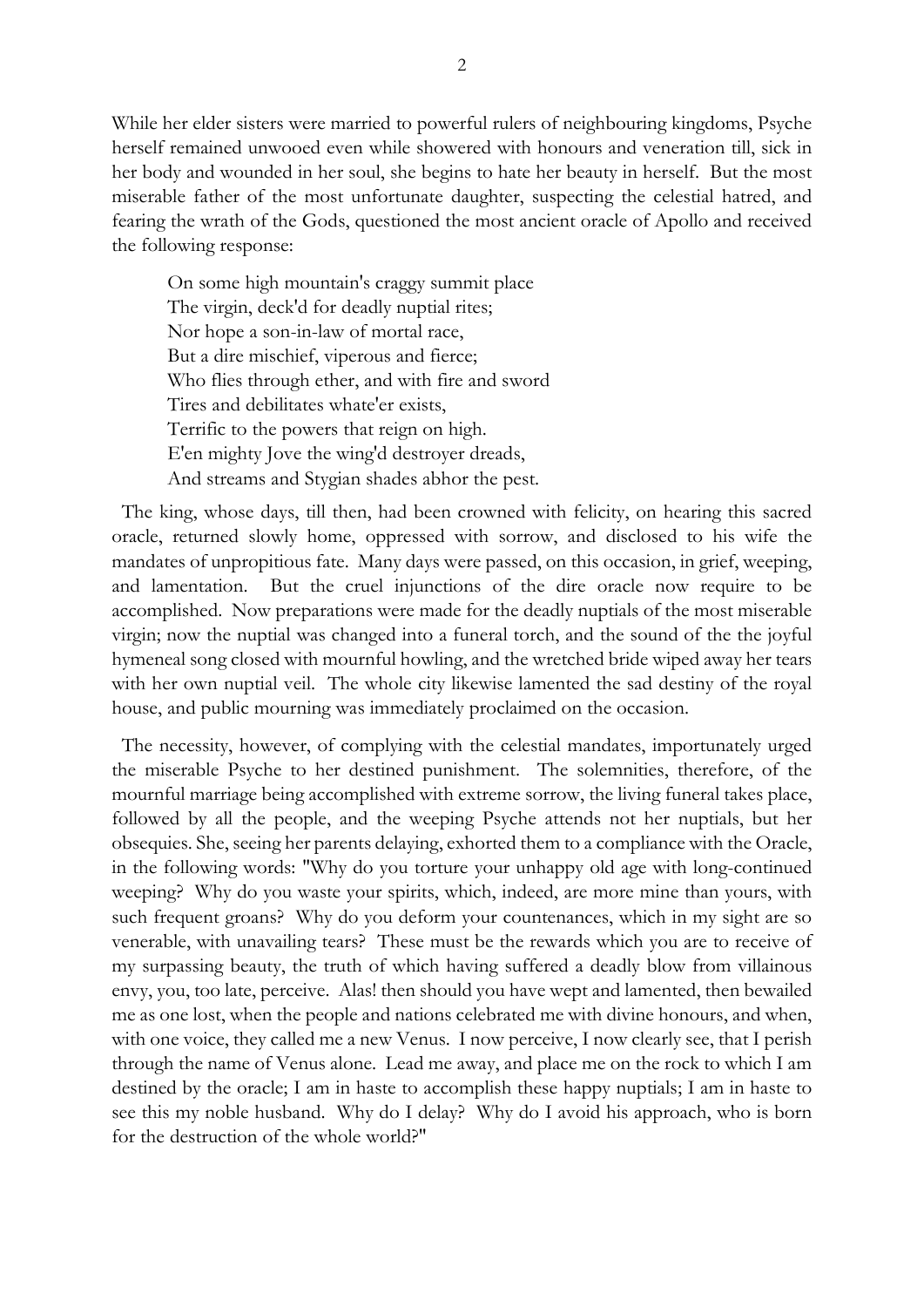While her elder sisters were married to powerful rulers of neighbouring kingdoms, Psyche herself remained unwooed even while showered with honours and veneration till, sick in her body and wounded in her soul, she begins to hate her beauty in herself. But the most miserable father of the most unfortunate daughter, suspecting the celestial hatred, and fearing the wrath of the Gods, questioned the most ancient oracle of Apollo and received the following response:

> On some high mountain's craggy summit place
> The virgin, deck'd for deadly nuptial rites;
> Nor hope a son-in-law of mortal race,
> But a dire mischief, viperous and fierce;
> Who flies through ether, and with fire and sword
> Tires and debilitates whate'er exists,
> Terrific to the powers that reign on high.
> E'en mighty Jove the wing'd destroyer dreads,
> And streams and Stygian shades abhor the pest.

The king, whose days, till then, had been crowned with felicity, on hearing this sacred oracle, returned slowly home, oppressed with sorrow, and disclosed to his wife the mandates of unpropitious fate. Many days were passed, on this occasion, in grief, weeping, and lamentation. But the cruel injunctions of the dire oracle now require to be accomplished. Now preparations were made for the deadly nuptials of the most miserable virgin; now the nuptial was changed into a funeral torch, and the sound of the the joyful hymeneal song closed with mournful howling, and the wretched bride wiped away her tears with her own nuptial veil. The whole city likewise lamented the sad destiny of the royal house, and public mourning was immediately proclaimed on the occasion.

The necessity, however, of complying with the celestial mandates, importunately urged the miserable Psyche to her destined punishment. The solemnities, therefore, of the mournful marriage being accomplished with extreme sorrow, the living funeral takes place, followed by all the people, and the weeping Psyche attends not her nuptials, but her obsequies. She, seeing her parents delaying, exhorted them to a compliance with the Oracle, in the following words: "Why do you torture your unhappy old age with long-continued weeping? Why do you waste your spirits, which, indeed, are more mine than yours, with such frequent groans? Why do you deform your countenances, which in my sight are so venerable, with unavailing tears? These must be the rewards which you are to receive of my surpassing beauty, the truth of which having suffered a deadly blow from villainous envy, you, too late, perceive. Alas! then should you have wept and lamented, then bewailed me as one lost, when the people and nations celebrated me with divine honours, and when, with one voice, they called me a new Venus. I now perceive, I now clearly see, that I perish through the name of Venus alone. Lead me away, and place me on the rock to which I am destined by the oracle; I am in haste to accomplish these happy nuptials; I am in haste to see this my noble husband. Why do I delay? Why do I avoid his approach, who is born for the destruction of the whole world?"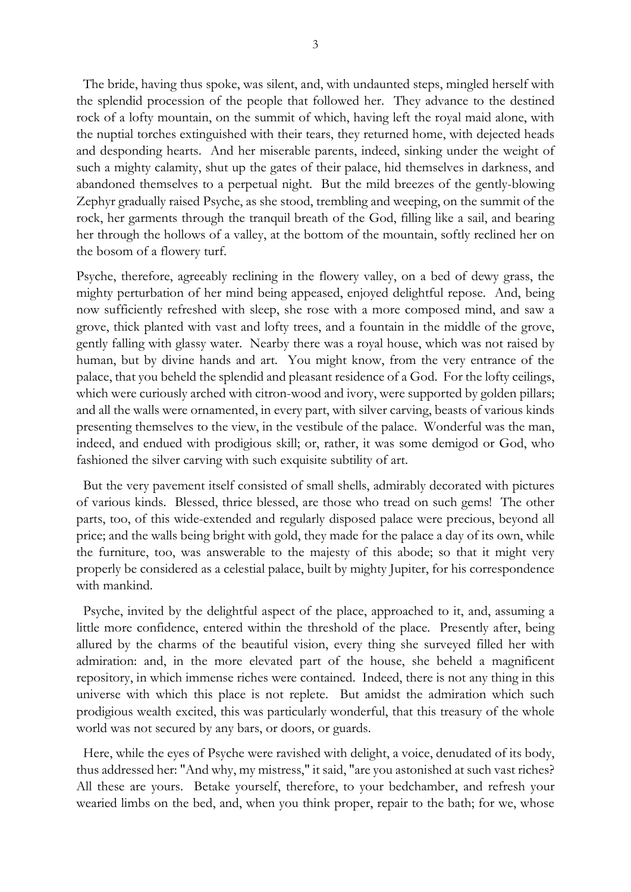The bride, having thus spoke, was silent, and, with undaunted steps, mingled herself with the splendid procession of the people that followed her. They advance to the destined rock of a lofty mountain, on the summit of which, having left the royal maid alone, with the nuptial torches extinguished with their tears, they returned home, with dejected heads and desponding hearts. And her miserable parents, indeed, sinking under the weight of such a mighty calamity, shut up the gates of their palace, hid themselves in darkness, and abandoned themselves to a perpetual night. But the mild breezes of the gently-blowing Zephyr gradually raised Psyche, as she stood, trembling and weeping, on the summit of the rock, her garments through the tranquil breath of the God, filling like a sail, and bearing her through the hollows of a valley, at the bottom of the mountain, softly reclined her on the bosom of a flowery turf.

Psyche, therefore, agreeably reclining in the flowery valley, on a bed of dewy grass, the mighty perturbation of her mind being appeased, enjoyed delightful repose. And, being now sufficiently refreshed with sleep, she rose with a more composed mind, and saw a grove, thick planted with vast and lofty trees, and a fountain in the middle of the grove, gently falling with glassy water. Nearby there was a royal house, which was not raised by human, but by divine hands and art. You might know, from the very entrance of the palace, that you beheld the splendid and pleasant residence of a God. For the lofty ceilings, which were curiously arched with citron-wood and ivory, were supported by golden pillars; and all the walls were ornamented, in every part, with silver carving, beasts of various kinds presenting themselves to the view, in the vestibule of the palace. Wonderful was the man, indeed, and endued with prodigious skill; or, rather, it was some demigod or God, who fashioned the silver carving with such exquisite subtility of art.

But the very pavement itself consisted of small shells, admirably decorated with pictures of various kinds. Blessed, thrice blessed, are those who tread on such gems! The other parts, too, of this wide-extended and regularly disposed palace were precious, beyond all price; and the walls being bright with gold, they made for the palace a day of its own, while the furniture, too, was answerable to the majesty of this abode; so that it might very properly be considered as a celestial palace, built by mighty Jupiter, for his correspondence with mankind.

Psyche, invited by the delightful aspect of the place, approached to it, and, assuming a little more confidence, entered within the threshold of the place. Presently after, being allured by the charms of the beautiful vision, every thing she surveyed filled her with admiration: and, in the more elevated part of the house, she beheld a magnificent repository, in which immense riches were contained. Indeed, there is not any thing in this universe with which this place is not replete. But amidst the admiration which such prodigious wealth excited, this was particularly wonderful, that this treasury of the whole world was not secured by any bars, or doors, or guards.

Here, while the eyes of Psyche were ravished with delight, a voice, denudated of its body, thus addressed her: "And why, my mistress," it said, "are you astonished at such vast riches? All these are yours. Betake yourself, therefore, to your bedchamber, and refresh your wearied limbs on the bed, and, when you think proper, repair to the bath; for we, whose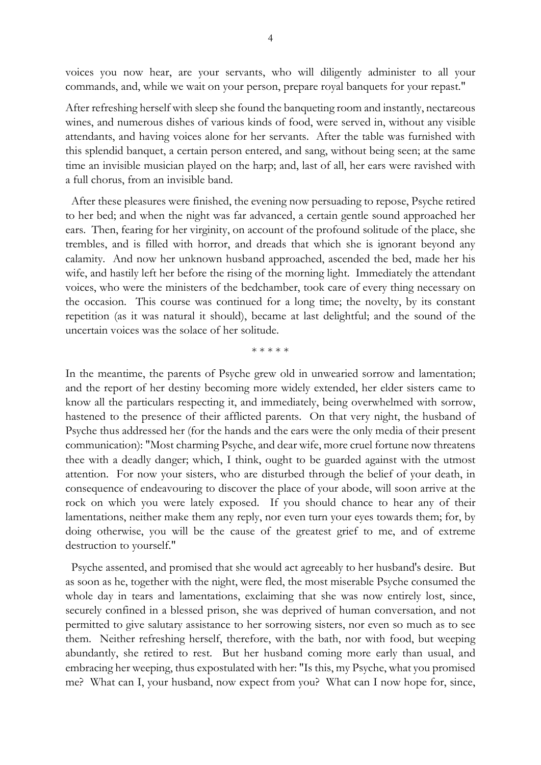voices you now hear, are your servants, who will diligently administer to all your commands, and, while we wait on your person, prepare royal banquets for your repast."

After refreshing herself with sleep she found the banqueting room and instantly, nectareous wines, and numerous dishes of various kinds of food, were served in, without any visible attendants, and having voices alone for her servants. After the table was furnished with this splendid banquet, a certain person entered, and sang, without being seen; at the same time an invisible musician played on the harp; and, last of all, her ears were ravished with a full chorus, from an invisible band.

After these pleasures were finished, the evening now persuading to repose, Psyche retired to her bed; and when the night was far advanced, a certain gentle sound approached her ears. Then, fearing for her virginity, on account of the profound solitude of the place, she trembles, and is filled with horror, and dreads that which she is ignorant beyond any calamity. And now her unknown husband approached, ascended the bed, made her his wife, and hastily left her before the rising of the morning light. Immediately the attendant voices, who were the ministers of the bedchamber, took care of every thing necessary on the occasion. This course was continued for a long time; the novelty, by its constant repetition (as it was natural it should), became at last delightful; and the sound of the uncertain voices was the solace of her solitude.

\* \* \* \* \*

In the meantime, the parents of Psyche grew old in unwearied sorrow and lamentation; and the report of her destiny becoming more widely extended, her elder sisters came to know all the particulars respecting it, and immediately, being overwhelmed with sorrow, hastened to the presence of their afflicted parents. On that very night, the husband of Psyche thus addressed her (for the hands and the ears were the only media of their present communication): "Most charming Psyche, and dear wife, more cruel fortune now threatens thee with a deadly danger; which, I think, ought to be guarded against with the utmost attention. For now your sisters, who are disturbed through the belief of your death, in consequence of endeavouring to discover the place of your abode, will soon arrive at the rock on which you were lately exposed. If you should chance to hear any of their lamentations, neither make them any reply, nor even turn your eyes towards them; for, by doing otherwise, you will be the cause of the greatest grief to me, and of extreme destruction to yourself."

Psyche assented, and promised that she would act agreeably to her husband's desire. But as soon as he, together with the night, were fled, the most miserable Psyche consumed the whole day in tears and lamentations, exclaiming that she was now entirely lost, since, securely confined in a blessed prison, she was deprived of human conversation, and not permitted to give salutary assistance to her sorrowing sisters, nor even so much as to see them. Neither refreshing herself, therefore, with the bath, nor with food, but weeping abundantly, she retired to rest. But her husband coming more early than usual, and embracing her weeping, thus expostulated with her: "Is this, my Psyche, what you promised me? What can I, your husband, now expect from you? What can I now hope for, since,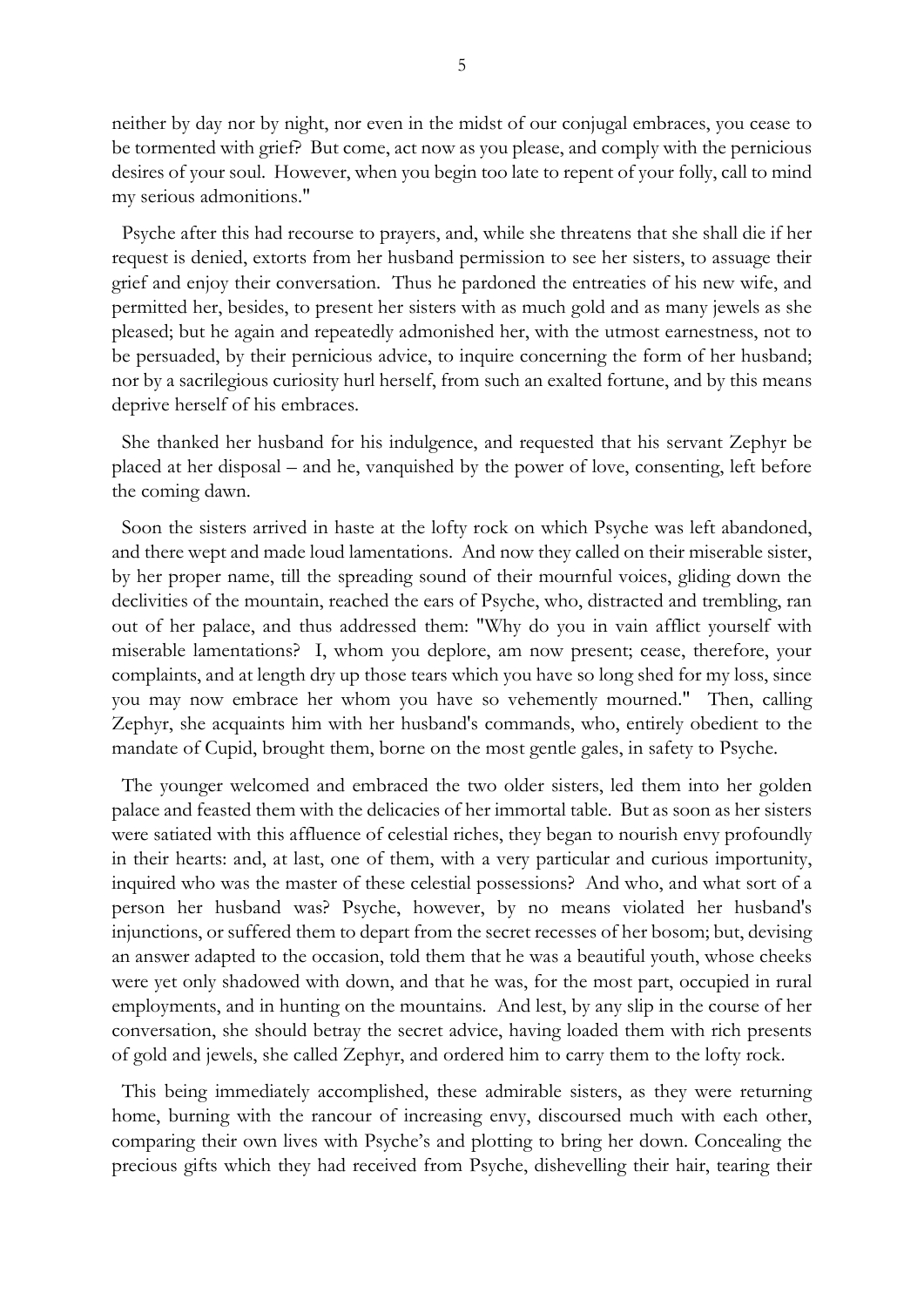neither by day nor by night, nor even in the midst of our conjugal embraces, you cease to be tormented with grief? But come, act now as you please, and comply with the pernicious desires of your soul. However, when you begin too late to repent of your folly, call to mind my serious admonitions."

Psyche after this had recourse to prayers, and, while she threatens that she shall die if her request is denied, extorts from her husband permission to see her sisters, to assuage their grief and enjoy their conversation. Thus he pardoned the entreaties of his new wife, and permitted her, besides, to present her sisters with as much gold and as many jewels as she pleased; but he again and repeatedly admonished her, with the utmost earnestness, not to be persuaded, by their pernicious advice, to inquire concerning the form of her husband; nor by a sacrilegious curiosity hurl herself, from such an exalted fortune, and by this means deprive herself of his embraces.

She thanked her husband for his indulgence, and requested that his servant Zephyr be placed at her disposal – and he, vanquished by the power of love, consenting, left before the coming dawn.

Soon the sisters arrived in haste at the lofty rock on which Psyche was left abandoned, and there wept and made loud lamentations. And now they called on their miserable sister, by her proper name, till the spreading sound of their mournful voices, gliding down the declivities of the mountain, reached the ears of Psyche, who, distracted and trembling, ran out of her palace, and thus addressed them: "Why do you in vain afflict yourself with miserable lamentations? I, whom you deplore, am now present; cease, therefore, your complaints, and at length dry up those tears which you have so long shed for my loss, since you may now embrace her whom you have so vehemently mourned." Then, calling Zephyr, she acquaints him with her husband's commands, who, entirely obedient to the mandate of Cupid, brought them, borne on the most gentle gales, in safety to Psyche.

The younger welcomed and embraced the two older sisters, led them into her golden palace and feasted them with the delicacies of her immortal table. But as soon as her sisters were satiated with this affluence of celestial riches, they began to nourish envy profoundly in their hearts: and, at last, one of them, with a very particular and curious importunity, inquired who was the master of these celestial possessions? And who, and what sort of a person her husband was? Psyche, however, by no means violated her husband's injunctions, or suffered them to depart from the secret recesses of her bosom; but, devising an answer adapted to the occasion, told them that he was a beautiful youth, whose cheeks were yet only shadowed with down, and that he was, for the most part, occupied in rural employments, and in hunting on the mountains. And lest, by any slip in the course of her conversation, she should betray the secret advice, having loaded them with rich presents of gold and jewels, she called Zephyr, and ordered him to carry them to the lofty rock.

This being immediately accomplished, these admirable sisters, as they were returning home, burning with the rancour of increasing envy, discoursed much with each other, comparing their own lives with Psyche's and plotting to bring her down. Concealing the precious gifts which they had received from Psyche, dishevelling their hair, tearing their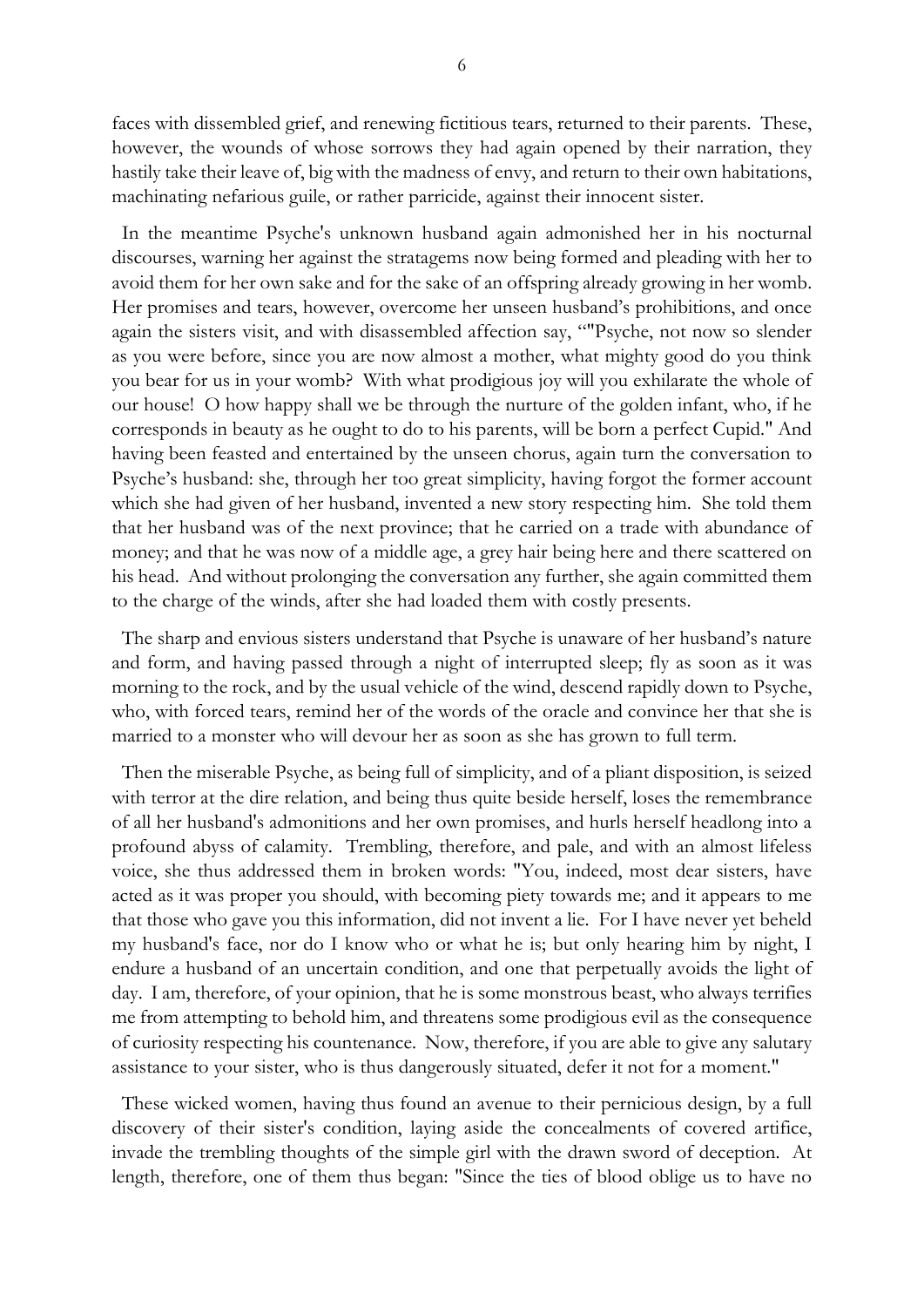faces with dissembled grief, and renewing fictitious tears, returned to their parents. These, however, the wounds of whose sorrows they had again opened by their narration, they hastily take their leave of, big with the madness of envy, and return to their own habitations, machinating nefarious guile, or rather parricide, against their innocent sister.

In the meantime Psyche's unknown husband again admonished her in his nocturnal discourses, warning her against the stratagems now being formed and pleading with her to avoid them for her own sake and for the sake of an offspring already growing in her womb. Her promises and tears, however, overcome her unseen husband's prohibitions, and once again the sisters visit, and with disassembled affection say, ""Psyche, not now so slender as you were before, since you are now almost a mother, what mighty good do you think you bear for us in your womb? With what prodigious joy will you exhilarate the whole of our house! O how happy shall we be through the nurture of the golden infant, who, if he corresponds in beauty as he ought to do to his parents, will be born a perfect Cupid." And having been feasted and entertained by the unseen chorus, again turn the conversation to Psyche's husband: she, through her too great simplicity, having forgot the former account which she had given of her husband, invented a new story respecting him. She told them that her husband was of the next province; that he carried on a trade with abundance of money; and that he was now of a middle age, a grey hair being here and there scattered on his head. And without prolonging the conversation any further, she again committed them to the charge of the winds, after she had loaded them with costly presents.

The sharp and envious sisters understand that Psyche is unaware of her husband's nature and form, and having passed through a night of interrupted sleep; fly as soon as it was morning to the rock, and by the usual vehicle of the wind, descend rapidly down to Psyche, who, with forced tears, remind her of the words of the oracle and convince her that she is married to a monster who will devour her as soon as she has grown to full term.

Then the miserable Psyche, as being full of simplicity, and of a pliant disposition, is seized with terror at the dire relation, and being thus quite beside herself, loses the remembrance of all her husband's admonitions and her own promises, and hurls herself headlong into a profound abyss of calamity. Trembling, therefore, and pale, and with an almost lifeless voice, she thus addressed them in broken words: "You, indeed, most dear sisters, have acted as it was proper you should, with becoming piety towards me; and it appears to me that those who gave you this information, did not invent a lie. For I have never yet beheld my husband's face, nor do I know who or what he is; but only hearing him by night, I endure a husband of an uncertain condition, and one that perpetually avoids the light of day. I am, therefore, of your opinion, that he is some monstrous beast, who always terrifies me from attempting to behold him, and threatens some prodigious evil as the consequence of curiosity respecting his countenance. Now, therefore, if you are able to give any salutary assistance to your sister, who is thus dangerously situated, defer it not for a moment."

These wicked women, having thus found an avenue to their pernicious design, by a full discovery of their sister's condition, laying aside the concealments of covered artifice, invade the trembling thoughts of the simple girl with the drawn sword of deception. At length, therefore, one of them thus began: "Since the ties of blood oblige us to have no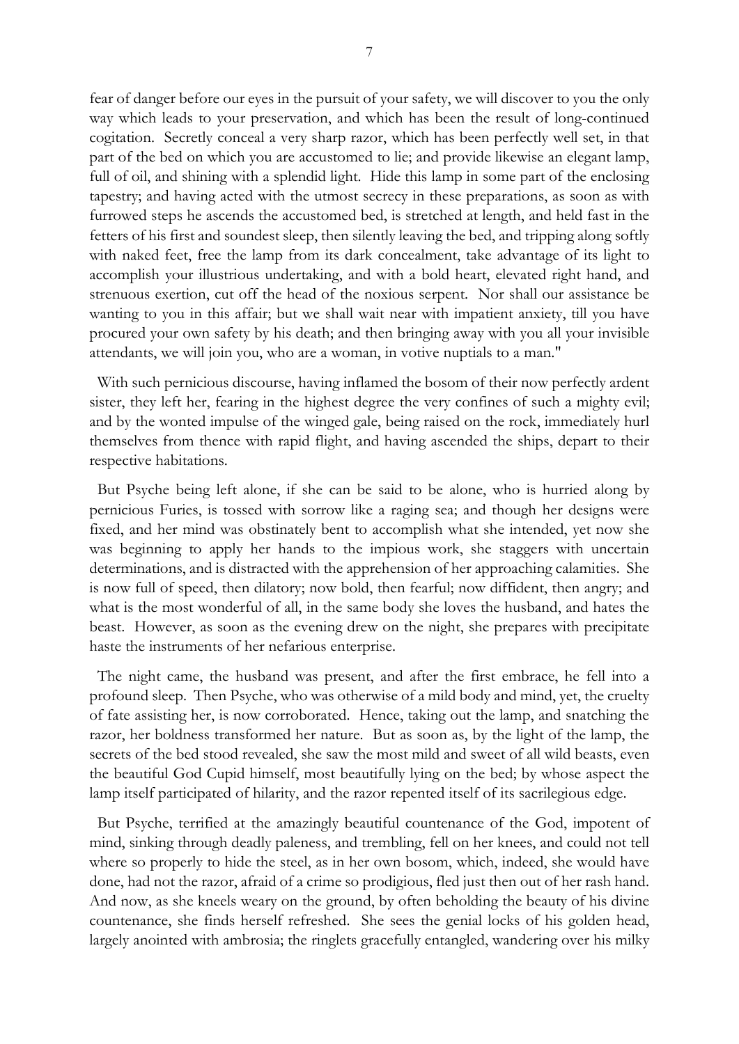fear of danger before our eyes in the pursuit of your safety, we will discover to you the only way which leads to your preservation, and which has been the result of long-continued cogitation. Secretly conceal a very sharp razor, which has been perfectly well set, in that part of the bed on which you are accustomed to lie; and provide likewise an elegant lamp, full of oil, and shining with a splendid light. Hide this lamp in some part of the enclosing tapestry; and having acted with the utmost secrecy in these preparations, as soon as with furrowed steps he ascends the accustomed bed, is stretched at length, and held fast in the fetters of his first and soundest sleep, then silently leaving the bed, and tripping along softly with naked feet, free the lamp from its dark concealment, take advantage of its light to accomplish your illustrious undertaking, and with a bold heart, elevated right hand, and strenuous exertion, cut off the head of the noxious serpent. Nor shall our assistance be wanting to you in this affair; but we shall wait near with impatient anxiety, till you have procured your own safety by his death; and then bringing away with you all your invisible attendants, we will join you, who are a woman, in votive nuptials to a man."

With such pernicious discourse, having inflamed the bosom of their now perfectly ardent sister, they left her, fearing in the highest degree the very confines of such a mighty evil; and by the wonted impulse of the winged gale, being raised on the rock, immediately hurl themselves from thence with rapid flight, and having ascended the ships, depart to their respective habitations.

But Psyche being left alone, if she can be said to be alone, who is hurried along by pernicious Furies, is tossed with sorrow like a raging sea; and though her designs were fixed, and her mind was obstinately bent to accomplish what she intended, yet now she was beginning to apply her hands to the impious work, she staggers with uncertain determinations, and is distracted with the apprehension of her approaching calamities. She is now full of speed, then dilatory; now bold, then fearful; now diffident, then angry; and what is the most wonderful of all, in the same body she loves the husband, and hates the beast. However, as soon as the evening drew on the night, she prepares with precipitate haste the instruments of her nefarious enterprise.

The night came, the husband was present, and after the first embrace, he fell into a profound sleep. Then Psyche, who was otherwise of a mild body and mind, yet, the cruelty of fate assisting her, is now corroborated. Hence, taking out the lamp, and snatching the razor, her boldness transformed her nature. But as soon as, by the light of the lamp, the secrets of the bed stood revealed, she saw the most mild and sweet of all wild beasts, even the beautiful God Cupid himself, most beautifully lying on the bed; by whose aspect the lamp itself participated of hilarity, and the razor repented itself of its sacrilegious edge.

But Psyche, terrified at the amazingly beautiful countenance of the God, impotent of mind, sinking through deadly paleness, and trembling, fell on her knees, and could not tell where so properly to hide the steel, as in her own bosom, which, indeed, she would have done, had not the razor, afraid of a crime so prodigious, fled just then out of her rash hand. And now, as she kneels weary on the ground, by often beholding the beauty of his divine countenance, she finds herself refreshed. She sees the genial locks of his golden head, largely anointed with ambrosia; the ringlets gracefully entangled, wandering over his milky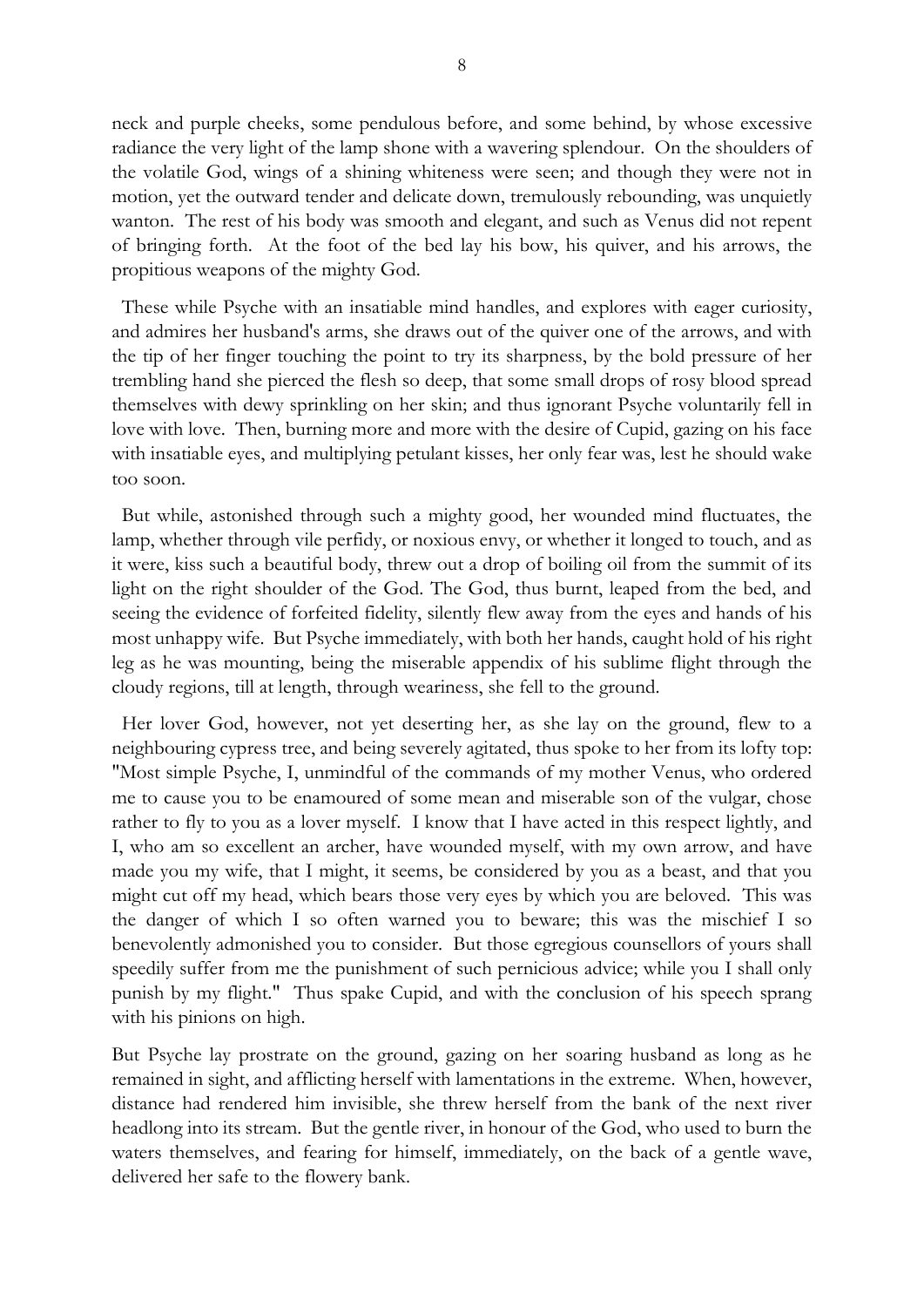neck and purple cheeks, some pendulous before, and some behind, by whose excessive radiance the very light of the lamp shone with a wavering splendour. On the shoulders of the volatile God, wings of a shining whiteness were seen; and though they were not in motion, yet the outward tender and delicate down, tremulously rebounding, was unquietly wanton. The rest of his body was smooth and elegant, and such as Venus did not repent of bringing forth. At the foot of the bed lay his bow, his quiver, and his arrows, the propitious weapons of the mighty God.

These while Psyche with an insatiable mind handles, and explores with eager curiosity, and admires her husband's arms, she draws out of the quiver one of the arrows, and with the tip of her finger touching the point to try its sharpness, by the bold pressure of her trembling hand she pierced the flesh so deep, that some small drops of rosy blood spread themselves with dewy sprinkling on her skin; and thus ignorant Psyche voluntarily fell in love with love. Then, burning more and more with the desire of Cupid, gazing on his face with insatiable eyes, and multiplying petulant kisses, her only fear was, lest he should wake too soon.

But while, astonished through such a mighty good, her wounded mind fluctuates, the lamp, whether through vile perfidy, or noxious envy, or whether it longed to touch, and as it were, kiss such a beautiful body, threw out a drop of boiling oil from the summit of its light on the right shoulder of the God. The God, thus burnt, leaped from the bed, and seeing the evidence of forfeited fidelity, silently flew away from the eyes and hands of his most unhappy wife. But Psyche immediately, with both her hands, caught hold of his right leg as he was mounting, being the miserable appendix of his sublime flight through the cloudy regions, till at length, through weariness, she fell to the ground.

Her lover God, however, not yet deserting her, as she lay on the ground, flew to a neighbouring cypress tree, and being severely agitated, thus spoke to her from its lofty top: "Most simple Psyche, I, unmindful of the commands of my mother Venus, who ordered me to cause you to be enamoured of some mean and miserable son of the vulgar, chose rather to fly to you as a lover myself. I know that I have acted in this respect lightly, and I, who am so excellent an archer, have wounded myself, with my own arrow, and have made you my wife, that I might, it seems, be considered by you as a beast, and that you might cut off my head, which bears those very eyes by which you are beloved. This was the danger of which I so often warned you to beware; this was the mischief I so benevolently admonished you to consider. But those egregious counsellors of yours shall speedily suffer from me the punishment of such pernicious advice; while you I shall only punish by my flight." Thus spake Cupid, and with the conclusion of his speech sprang with his pinions on high.

But Psyche lay prostrate on the ground, gazing on her soaring husband as long as he remained in sight, and afflicting herself with lamentations in the extreme. When, however, distance had rendered him invisible, she threw herself from the bank of the next river headlong into its stream. But the gentle river, in honour of the God, who used to burn the waters themselves, and fearing for himself, immediately, on the back of a gentle wave, delivered her safe to the flowery bank.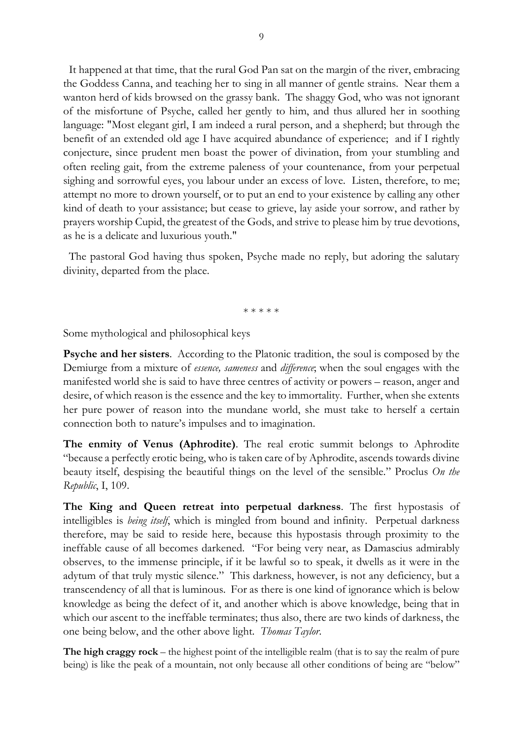It happened at that time, that the rural God Pan sat on the margin of the river, embracing the Goddess Canna, and teaching her to sing in all manner of gentle strains. Near them a wanton herd of kids browsed on the grassy bank. The shaggy God, who was not ignorant of the misfortune of Psyche, called her gently to him, and thus allured her in soothing language: "Most elegant girl, I am indeed a rural person, and a shepherd; but through the benefit of an extended old age I have acquired abundance of experience; and if I rightly conjecture, since prudent men boast the power of divination, from your stumbling and often reeling gait, from the extreme paleness of your countenance, from your perpetual sighing and sorrowful eyes, you labour under an excess of love. Listen, therefore, to me; attempt no more to drown yourself, or to put an end to your existence by calling any other kind of death to your assistance; but cease to grieve, lay aside your sorrow, and rather by prayers worship Cupid, the greatest of the Gods, and strive to please him by true devotions, as he is a delicate and luxurious youth."

The pastoral God having thus spoken, Psyche made no reply, but adoring the salutary divinity, departed from the place.

\* \* \* \* \*

Some mythological and philosophical keys

**Psyche and her sisters**. According to the Platonic tradition, the soul is composed by the Demiurge from a mixture of *essence, sameness* and *difference*; when the soul engages with the manifested world she is said to have three centres of activity or powers – reason, anger and desire, of which reason is the essence and the key to immortality. Further, when she extents her pure power of reason into the mundane world, she must take to herself a certain connection both to nature's impulses and to imagination.

**The enmity of Venus (Aphrodite)**. The real erotic summit belongs to Aphrodite "because a perfectly erotic being, who is taken care of by Aphrodite, ascends towards divine beauty itself, despising the beautiful things on the level of the sensible." Proclus *On the Republic*, I, 109.

**The King and Queen retreat into perpetual darkness**. The first hypostasis of intelligibles is *being itself*, which is mingled from bound and infinity. Perpetual darkness therefore, may be said to reside here, because this hypostasis through proximity to the ineffable cause of all becomes darkened. "For being very near, as Damascius admirably observes, to the immense principle, if it be lawful so to speak, it dwells as it were in the adytum of that truly mystic silence." This darkness, however, is not any deficiency, but a transcendency of all that is luminous. For as there is one kind of ignorance which is below knowledge as being the defect of it, and another which is above knowledge, being that in which our ascent to the ineffable terminates; thus also, there are two kinds of darkness, the one being below, and the other above light. *Thomas Taylor*.

**The high craggy rock** – the highest point of the intelligible realm (that is to say the realm of pure being) is like the peak of a mountain, not only because all other conditions of being are "below"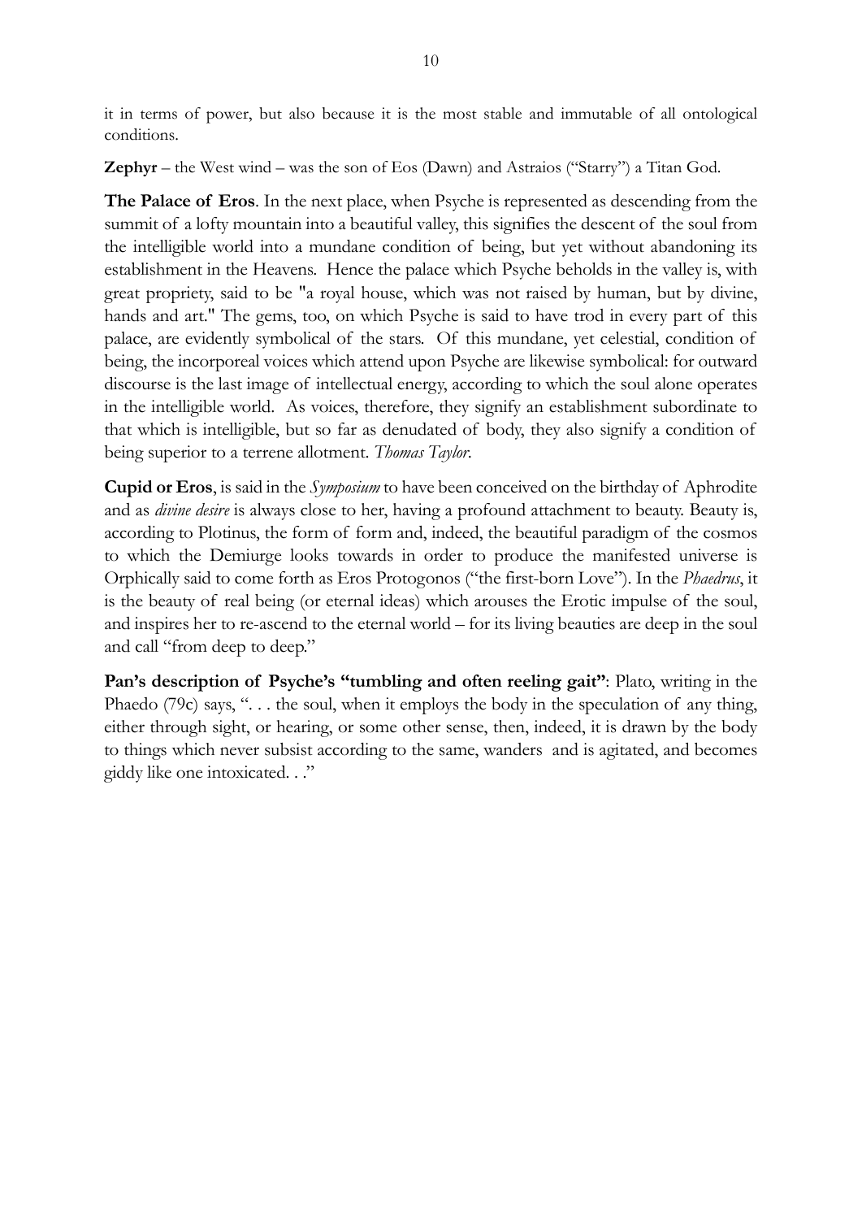it in terms of power, but also because it is the most stable and immutable of all ontological conditions.

**Zephyr** – the West wind – was the son of Eos (Dawn) and Astraios ("Starry") a Titan God.

**The Palace of Eros**. In the next place, when Psyche is represented as descending from the summit of a lofty mountain into a beautiful valley, this signifies the descent of the soul from the intelligible world into a mundane condition of being, but yet without abandoning its establishment in the Heavens. Hence the palace which Psyche beholds in the valley is, with great propriety, said to be "a royal house, which was not raised by human, but by divine, hands and art." The gems, too, on which Psyche is said to have trod in every part of this palace, are evidently symbolical of the stars. Of this mundane, yet celestial, condition of being, the incorporeal voices which attend upon Psyche are likewise symbolical: for outward discourse is the last image of intellectual energy, according to which the soul alone operates in the intelligible world. As voices, therefore, they signify an establishment subordinate to that which is intelligible, but so far as denudated of body, they also signify a condition of being superior to a terrene allotment. *Thomas Taylor*.

**Cupid or Eros**, is said in the *Symposium* to have been conceived on the birthday of Aphrodite and as *divine desire* is always close to her, having a profound attachment to beauty. Beauty is, according to Plotinus, the form of form and, indeed, the beautiful paradigm of the cosmos to which the Demiurge looks towards in order to produce the manifested universe is Orphically said to come forth as Eros Protogonos ("the first-born Love"). In the *Phaedrus*, it is the beauty of real being (or eternal ideas) which arouses the Erotic impulse of the soul, and inspires her to re-ascend to the eternal world – for its living beauties are deep in the soul and call "from deep to deep."

**Pan's description of Psyche's "tumbling and often reeling gait"**: Plato, writing in the Phaedo (79c) says, ". . . the soul, when it employs the body in the speculation of any thing, either through sight, or hearing, or some other sense, then, indeed, it is drawn by the body to things which never subsist according to the same, wanders and is agitated, and becomes giddy like one intoxicated. . ."